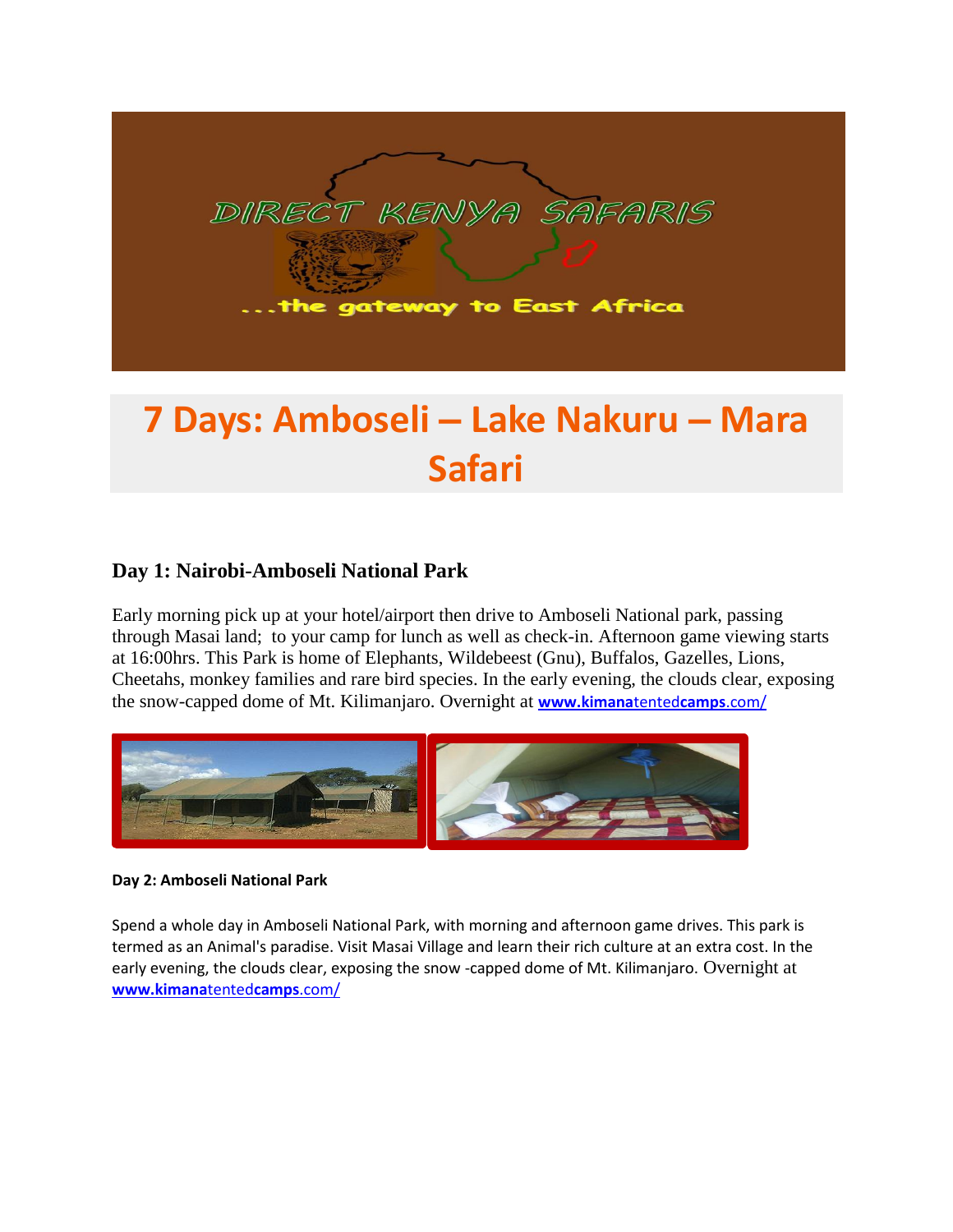DIRECT KENYA SAFARIS

...the gateway to East Africa

# 7 Days: Amboseli – Lake Nakuru – Mara Safari

### Day 1: Nairobi-Amboseli National Park

Early morning pick up at your hotel/airport then drive to Amboseli National park, passing through Masai land; to your camp for lunch as well as check-in. Afternoon game viewing starts at 16:00hrs. This Park is home of Elephants, Wildebeest (Gnu), Buffalos, Gazelles, Lions, Cheetahs, monkey families and rare bird species. In the early evening, the clouds clear, exposing the snow-capped dome of Mt. Kilimanjaro. Overnight at www.kimanatentedcamps.com/

**Day 2: Amboseli National Park**

Spend a whole day in Amboseli National Park, with morning and afternoon game drives. This park is termed as an Animal's paradise. Visit Masai Village and learn their rich culture at an extra cost. In the early evening, the clouds clear, exposing the snow -capped dome of Mt. Kilimanjaro. Overnight at www.kimanatentedcamps.com/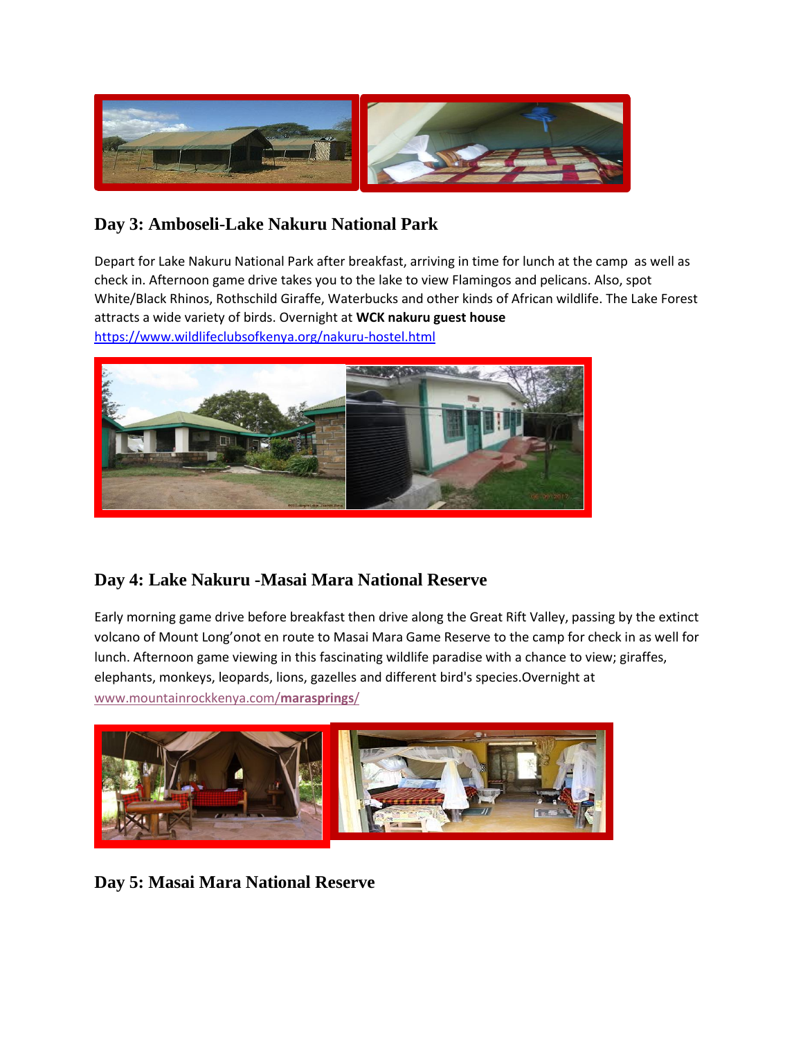## Day 3: Amboseli-Lake Nakuru National Park

Depart for Lake Nakuru National Park after breakfast, arriving in time for lunch at the camp as well as check in. Afternoon game drive takes you to the lake to view Flamingos and pelicans. Also, spot White/Black Rhinos, Rothschild Giraffe, Waterbucks and other kinds of African wildlife. The Lake Forest attracts a wide variety of birds. Overnight at **WCK nakuru guest house** https://www.wildlifeclubsofkenya.org/nakuru-hostel.html

## Day 4: Lake Nakuru -Masai Mara National Reserve

Early morning game drive before breakfast then drive along the Great Rift Valley, passing by the extinct volcano of Mount Long'onot en route to Masai Mara Game Reserve to the camp for check in as well for lunch. Afternoon game viewing in this fascinating wildlife paradise with a chance to view; giraffes, elephants, monkeys, leopards, lions, gazelles and different bird's species.Overnight at www.mountainrockkenya.com/**marasprings**/

## Day 5: Masai Mara National Reserve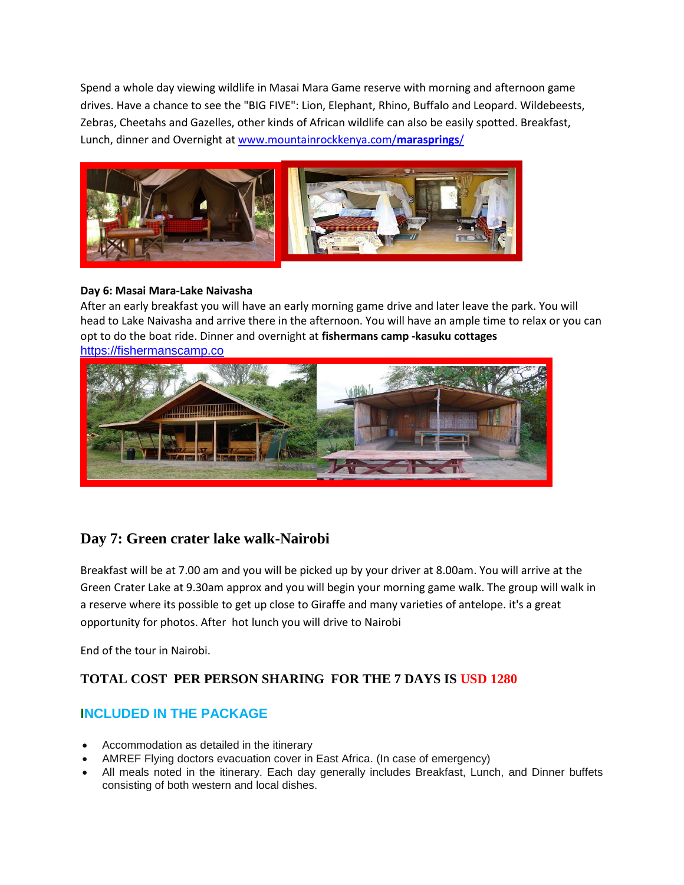Spend a whole day viewing wildlife in Masai Mara Game reserve with morning and afternoon game drives. Have a chance to see the "BIG FIVE": Lion, Elephant, Rhino, Buffalo and Leopard. Wildebeests, Zebras, Cheetahs and Gazelles, other kinds of African wildlife can also be easily spotted. Breakfast, Lunch, dinner and Overnight at [www.mountainrockkenya.com/**marasprings**/](www.mountainrockkenya.com/marasprings/)

**Day 6: Masai Mara-Lake Naivasha**

After an early breakfast you will have an early morning game drive and later leave the park. You will head to Lake Naivasha and arrive there in the afternoon. You will have an ample time to relax or you can opt to do the boat ride. Dinner and overnight at **fishermans camp -kasuku cottages**
[https://fishermanscamp.co](https://fishermanscamp.co)

## Day 7: Green crater lake walk-Nairobi

Breakfast will be at 7.00 am and you will be picked up by your driver at 8.00am. You will arrive at the Green Crater Lake at 9.30am approx and you will begin your morning game walk. The group will walk in a reserve where its possible to get up close to Giraffe and many varieties of antelope. it's a great opportunity for photos. After hot lunch you will drive to Nairobi

End of the tour in Nairobi.

### TOTAL COST PER PERSON SHARING FOR THE 7 DAYS IS USD 1280

### INCLUDED IN THE PACKAGE

- Accommodation as detailed in the itinerary
- AMREF Flying doctors evacuation cover in East Africa. (In case of emergency)
- All meals noted in the itinerary. Each day generally includes Breakfast, Lunch, and Dinner buffets consisting of both western and local dishes.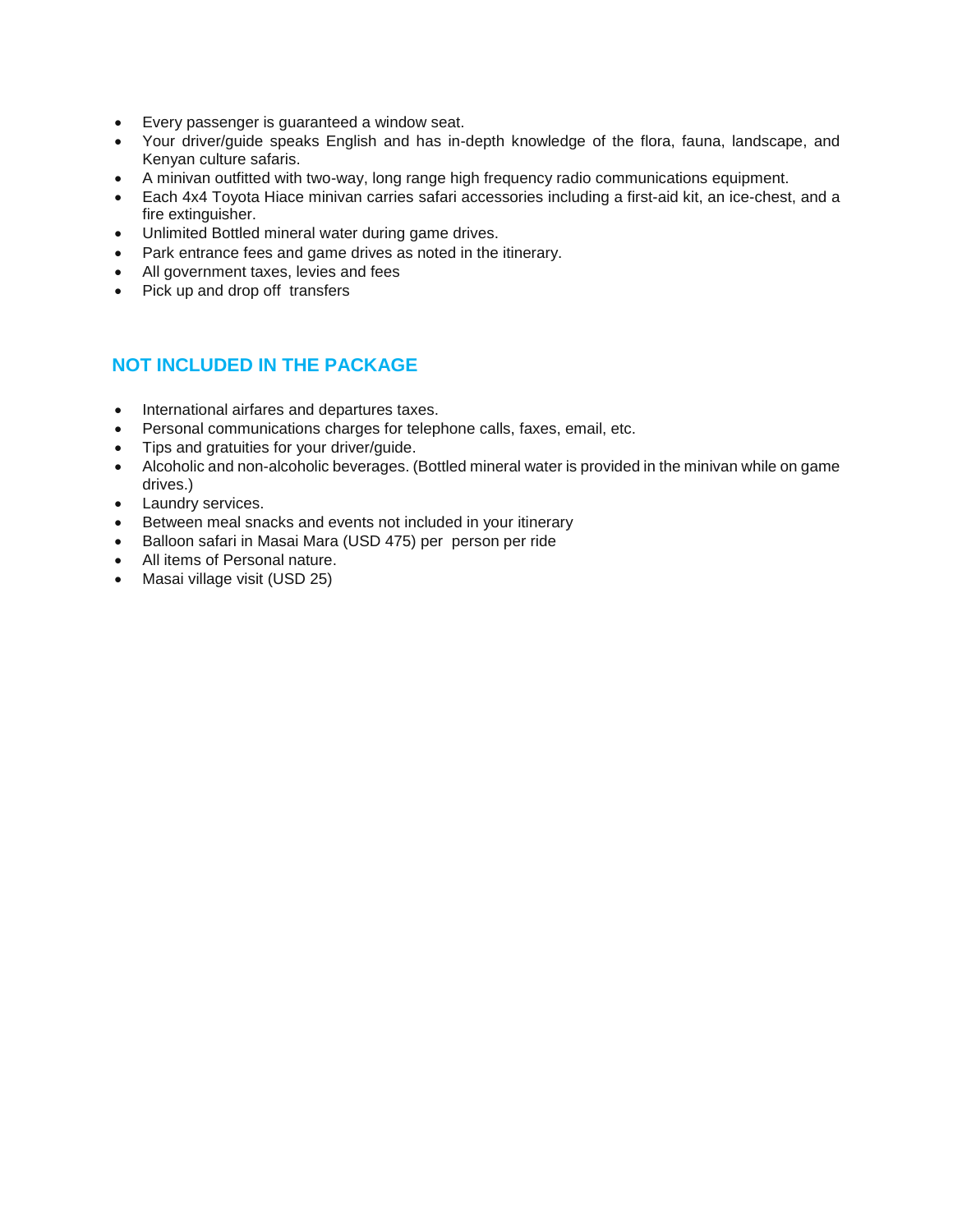- Every passenger is guaranteed a window seat.
- Your driver/guide speaks English and has in-depth knowledge of the flora, fauna, landscape, and Kenyan culture safaris.
- A minivan outfitted with two-way, long range high frequency radio communications equipment.
- Each 4x4 Toyota Hiace minivan carries safari accessories including a first-aid kit, an ice-chest, and a fire extinguisher.
- Unlimited Bottled mineral water during game drives.
- Park entrance fees and game drives as noted in the itinerary.
- All government taxes, levies and fees
- Pick up and drop off transfers

## NOT INCLUDED IN THE PACKAGE

- International airfares and departures taxes.
- Personal communications charges for telephone calls, faxes, email, etc.
- Tips and gratuities for your driver/guide.
- Alcoholic and non-alcoholic beverages. (Bottled mineral water is provided in the minivan while on game drives.)
- Laundry services.
- Between meal snacks and events not included in your itinerary
- Balloon safari in Masai Mara (USD 475) per person per ride
- All items of Personal nature.
- Masai village visit (USD 25)